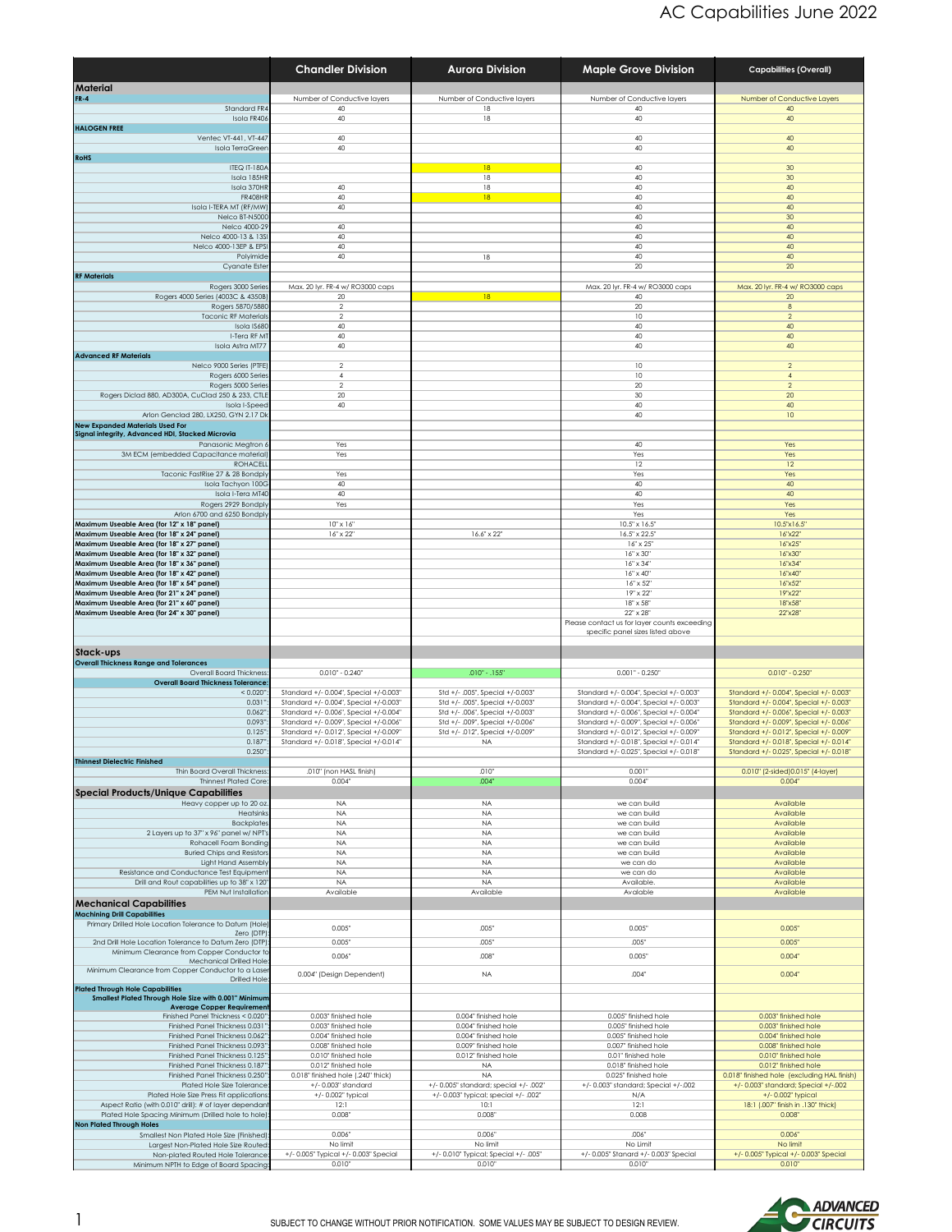# AC Capabilities June 2022

| | Chandler Division | Aurora Division | Maple Grove Division | Capabilities (Overall) |
|---|---|---|---|---|
| **Material** | | | | |
| **FR-4** | Number of Conductive layers | Number of Conductive layers | Number of Conductive layers | Number of Conductive Layers |
| Standard FR4 | 40 | 18 | 40 | 40 |
| Isola FR406 | 40 | 18 | 40 | 40 |
| **HALOGEN FREE** | | | | |
| Ventec VT-441, VT-447 | 40 | | 40 | 40 |
| Isola TerraGreen | 40 | | 40 | 40 |
| **RoHS** | | | | |
| ITEQ IT-180A | | 18 | 40 | 30 |
| Isola 185HR | | 18 | 40 | 30 |
| Isola 370HR | 40 | 18 | 40 | 40 |
| FR408HR | 40 | 18 | 40 | 40 |
| Isola I-TERA MT (RF/MW) | 40 | | 40 | 40 |
| Nelco BT-N5000 | | | 40 | 30 |
| Nelco 4000-29 | 40 | | 40 | 40 |
| Nelco 4000-13 & 13SI | 40 | | 40 | 40 |
| Nelco 4000-13EP & EPSI | 40 | | 40 | 40 |
| Polyimide | 40 | 18 | 40 | 40 |
| Cyanate Ester | | | 20 | 20 |
| **RF Materials** | | | | |
| Rogers 3000 Series | Max. 20 lyr. FR-4 w/ RO3000 caps | | Max. 20 lyr. FR-4 w/ RO3000 caps | Max. 20 lyr. FR-4 w/ RO3000 caps |
| Rogers 4000 Series (4003C & 4350B) | 20 | 18 | 40 | 20 |
| Rogers 5870/5880 | 2 | | 20 | 8 |
| Taconic RF Materials | 2 | | 10 | 2 |
| Isola IS680 | 40 | | 40 | 40 |
| I-Tera RF MT | 40 | | 40 | 40 |
| Isola Astra MT77 | 40 | | 40 | 40 |
| **Advanced RF Materials** | | | | |
| Nelco 9000 Series (PTFE) | 2 | | 10 | 2 |
| Rogers 6000 Series | 4 | | 10 | 4 |
| Rogers 5000 Series | 2 | | 20 | 2 |
| Rogers Diclad 880, AD300A, CuClad 250 & 233, CTLE | 20 | | 30 | 20 |
| Isola I-Speed | 40 | | 40 | 40 |
| Arlon Genclad 280, LX250, GYN 2.17 Dk | | | 40 | 10 |
| **New Expanded Materials Used For Signal integrity, Advanced HDI, Stacked Microvia** | | | | |
| Panasonic Megtron 6 | Yes | | 40 | Yes |
| 3M ECM (embedded Capacitance material) | Yes | | Yes | Yes |
| ROHACELL | | | 12 | 12 |
| Taconic FastRise 27 & 28 Bondply | Yes | | Yes | Yes |
| Isola Tachyon 100G | 40 | | 40 | 40 |
| Isola I-Tera MT40 | 40 | | 40 | 40 |
| Rogers 2929 Bondply | Yes | | Yes | Yes |
| Arlon 6700 and 6250 Bondply | | | Yes | Yes |
| **Maximum Useable Area (for 12" x 18" panel)** | 10" x 16" | | 10.5" x 16.5" | 10.5"x16.5" |
| **Maximum Useable Area (for 18" x 24" panel)** | 16" x 22" | 16.6" x 22" | 16.5" x 22.5" | 16"x22" |
| **Maximum Useable Area (for 18" x 27" panel)** | | | 16" x 25" | 16"x25" |
| **Maximum Useable Area (for 18" x 32" panel)** | | | 16" x 30" | 16"x30" |
| **Maximum Useable Area (for 18" x 36" panel)** | | | 16" x 34" | 16"x34" |
| **Maximum Useable Area (for 18" x 42" panel)** | | | 16" x 40" | 16"x40" |
| **Maximum Useable Area (for 18" x 54" panel)** | | | 16" x 52" | 16"x52" |
| **Maximum Useable Area (for 21" x 24" panel)** | | | 19" x 22" | 19"x22" |
| **Maximum Useable Area (for 21" x 60" panel)** | | | 18" x 58" | 18"x58" |
| **Maximum Useable Area (for 24" x 30" panel)** | | | 22" x 28" | 22"x28" |
| | | | Please contact us for layer counts exceeding specific panel sizes listed above | |
| **Stack-ups** | | | | |
| **Overall Thickness Range and Tolerances** | | | | |
| Overall Board Thickness: | 0.010" - 0.240" | .010" - .155" | 0.001" - 0.250" | 0.010" - 0.250" |
| **Overall Board Thickness Tolerance:** | | | | |
| < 0.020": | Standard +/- 0.004", Special +/-0.003" | Std +/- .005", Special +/-0.003" | Standard +/- 0.004", Special +/- 0.003" | Standard +/- 0.004", Special +/- 0.003" |
| 0.031": | Standard +/- 0.004", Special +/-0.003" | Std +/- .005", Special +/-0.003" | Standard +/- 0.004", Special +/- 0.003" | Standard +/- 0.004", Special +/- 0.003" |
| 0.062": | Standard +/- 0.006", Special +/-0.004" | Std +/- .006", Special +/-0.003" | Standard +/- 0.006", Special +/- 0.004" | Standard +/- 0.004", Special +/- 0.003" |
| 0.093": | Standard +/- 0.009", Special +/-0.006" | Std +/- .009", Special +/-0.006" | Standard +/- 0.009", Special +/- 0.006" | Standard +/- 0.009", Special +/- 0.006" |
| 0.125": | Standard +/- 0.012", Special +/-0.009" | Std +/- .012", Special +/-0.009" | Standard +/- 0.012", Special +/- 0.009" | Standard +/- 0.012", Special +/- 0.009" |
| 0.187": | Standard +/- 0.018", Special +/-0.014" | NA | Standard +/- 0.018", Special +/- 0.014" | Standard +/- 0.018", Special +/- 0.014" |
| 0.250": | | | Standard +/- 0.025", Special +/- 0.018" | Standard +/- 0.025", Special +/- 0.018" |
| **Thinnest Dielectric Finished** | | | | |
| Thin Board Overall Thickness: | .010" (non HASL finish) | .010" | 0.001" | 0.010" (2-sided)0.015" (4-layer) |
| Thinnest Plated Core: | 0.004" | .004" | 0.004" | 0.004" |
| **Special Products/Unique Capabilities** | | | | |
| Heavy copper up to 20 oz. | NA | NA | we can build | Available |
| Heatsinks | NA | NA | we can build | Available |
| Backplates | NA | NA | we can build | Available |
| 2 Layers up to 37" x 96" panel w/ NPT's | NA | NA | we can build | Available |
| Rohacell Foam Bonding | NA | NA | we can build | Available |
| Buried Chips and Resistors | NA | NA | we can build | Available |
| Light Hand Assembly | NA | NA | we can do | Available |
| Resistance and Conductance Test Equipment | NA | NA | we can do | Available |
| Drill and Rout capabilities up to 38" x 120" | NA | NA | Available. | Available |
| PEM Nut Installation | Available | Available | Avalable | Available |
| **Mechanical Capabilities** | | | | |
| **Machining Drill Capabilities** | | | | |
| Primary Drilled Hole Location Tolerance to Datum (Hole) Zero (DTP): | 0.005" | .005" | 0.005" | 0.005" |
| 2nd Drill Hole Location Tolerance to Datum Zero (DTP): | 0.005" | .005" | .005" | 0.005" |
| Minimum Clearance from Copper Conductor to Mechanical Drilled Hole: | 0.006" | .008" | 0.005" | 0.004" |
| Minimum Clearance from Copper Conductor to a Laser Drilled Hole: | 0.004" (Design Dependent) | NA | .004" | 0.004" |
| **Plated Through Hole Capabilities** | | | | |
| **Smallest Plated Through Hole Size with 0.001" Minimum Average Copper Requirement** | | | | |
| Finished Panel Thickness < 0.020": | 0.003" finished hole | 0.004" finished hole | 0.005" finished hole | 0.003" finished hole |
| Finished Panel Thickness 0.031": | 0.003" finished hole | 0.004" finished hole | 0.005" finished hole | 0.003" finished hole |
| Finished Panel Thickness 0.062": | 0.004" finished hole | 0.004" finished hole | 0.005" finished hole | 0.004" finished hole |
| Finished Panel Thickness 0.093": | 0.008" finished hole | 0.009" finished hole | 0.007" finished hole | 0.008" finished hole |
| Finished Panel Thickness 0.125": | 0.010" finished hole | 0.012" finished hole | 0.01" finished hole | 0.010" finished hole |
| Finished Panel Thickness 0.187": | 0.012" finished hole | NA | 0.018" finished hole | 0.012" finished hole |
| Finished Panel Thickness 0.250": | 0.018" finished hole (.240" thick) | NA | 0.025" finished hole | 0.018" finished hole (excluding HAL finish) |
| Plated Hole Size Tolerance: | +/- 0.003" standard | +/- 0.005" standard; special +/- .002" | +/- 0.003" standard; Special +/-.002 | +/- 0.003" standard; Special +/-.002 |
| Plated Hole Size Press Fit applications: | +/- 0.002" typical | +/- 0.003" typical; special +/- .002" | N/A | +/- 0.002" typical |
| Aspect Ratio (with 0.010" drill): # of layer dependant | 12:1 | 10:1 | 12:1 | 18:1 (.007" finish in .130" thick) |
| Plated Hole Spacing Minimum (Drilled hole to hole): | 0.008" | 0.008" | 0.008 | 0.008" |
| **Non Plated Through Holes** | | | | |
| Smallest Non Plated Hole Size (Finished): | 0.006" | 0.006" | .006" | 0.006" |
| Largest Non-Plated Hole Size Routed: | No limit | No limit | No Limit | No limit |
| Non-plated Routed Hole Tolerance: | +/- 0.005" Typical +/- 0.003" Special | +/- 0.010" Typical; Special +/- .005" | +/- 0.005" Stanard +/- 0.003" Special | +/- 0.005" Typical +/- 0.003" Special |
| Minimum NPTH to Edge of Board Spacing: | 0.010" | 0.010" | 0.010" | 0.010" |

SUBJECT TO CHANGE WITHOUT PRIOR NOTIFICATION. SOME VALUES MAY BE SUBJECT TO DESIGN REVIEW.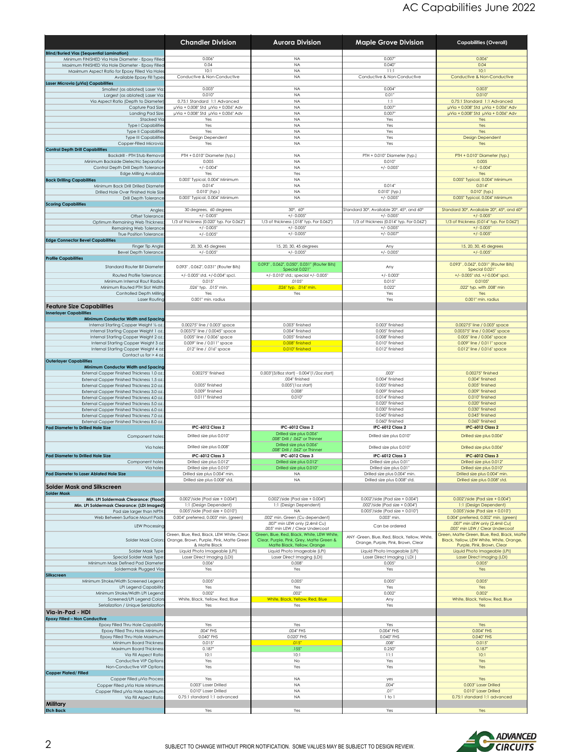| | Chandler Division | Aurora Division | Maple Grove Division | Capabilities (Overall) |
|---|---|---|---|---|
| **Blind/Buried Vias (Sequential Lamination)** | | | | |
| Minimum FINISHED Via Hole Diameter - Epoxy Filled | 0.006" | NA | 0.007" | 0.006" |
| Maximum FINISHED Via Hole Diameter - Epoxy Filled | 0.04 | NA | 0.040" | 0.04 |
| Maximum Aspect Ratio for Epoxy Filled Via Holes | 10:1 | NA | 11:1 | 10:1 |
| Available Epoxy Fill Types | Conductive & Non-Conductive | NA | Conductive & Non-Conductive | Conductive & Non-Conductive |
| **Laser Microvia (µVia) Capabilities** | | | | |
| Smallest (as ablated) Laser Via | 0.003" | NA | 0.004" | 0.003" |
| Largest (as ablated) Laser Via | 0.010" | NA | 0.01" | 0.010" |
| Via Aspect Ratio (Depth to Diameter) | 0.75:1 Standard 1:1 Advanced | NA | 1:1 | 0.75:1 Standard 1:1 Advanced |
| Capture Pad Size | µVia + 0.008" Std µVia + 0.006" Adv | NA | 0.007" | µVia + 0.008" Std µVia + 0.006" Adv |
| Landing Pad Size | µVia + 0.008" Std µVia + 0.006" Adv | NA | 0.007" | µVia + 0.008" Std µVia + 0.006" Adv |
| Stacked Via | Yes | NA | Yes | Yes |
| Type I Capabilities | Yes | NA | Yes | Yes |
| Type II Capabilities | Yes | NA | Yes | Yes |
| Type III Capabilities | Design Dependent | NA | Yes | Design Dependent |
| Copper-Filled Microvia | Yes | NA | Yes | Yes |
| **Control Depth Drill Capabilities** | | | | |
| Backdrill - PTH Stub Removal | PTH + 0.010" Diameter (typ.) | NA | PTH + 0.010" Diameter (typ.) | PTH + 0.010" Diameter (typ.) |
| Minimum Backside Dielectric Separation | 0.005 | NA | 0.010" | 0.005 |
| Control Depth Drill Depth Tolerance | +/- 0.004" | NA | +/- 0.005" | +/- 0.004" |
| Edge Milling Available | Yes | Yes | | Yes |
| **Back Drilling Capabilities** | 0.005" Typical, 0.004" Minimum | NA | | 0.005" Typical, 0.004" Minimum |
| Minimum Back Drill Drilled Diameter | 0.014" | NA | 0.014" | 0.014" |
| Drilled Hole Over Finished Hole Size | 0.010" (typ.) | NA | 0.010" (typ.) | 0.010" (typ.) |
| Drill Depth Tolerance | 0.005" Typical, 0.004" Minimum | NA | +/- 0.005" | 0.005" Typical, 0.004" Minimum |
| **Scoring Capabilities** | | | | |
| Angles | 30 degrees, 60 degrees | 30°, 60° | Standard 30°, Available 20°, 45°, and 60° | Standard 30°, Available 20°, 45°, and 60° |
| Offset Tolerance | +/- 0.005" | +/- 0.005" | +/- 0.005" | +/- 0.005" |
| Optimum Remaining Web Thickness | 1/3 of thickness (0.020" typ. For 0.062") | 1/3 of thickness (.018" typ. For 0.062") | 1/3 of thickness (0.014" typ. For 0.062") | 1/3 of thickness (0.014" typ. For 0.062") |
| Remaining Web Tolerance | +/- 0.005" | +/- 0.005" | +/- 0.005" | +/- 0.005" |
| True Position Tolerance | +/- 0.005" | +/- 0.005" | +/- 0.007" | +/- 0.005" |
| **Edge Connector Bevel Capabilities** | | | | |
| Finger Tip Angle | 20, 30, 45 degrees | 15, 20, 30, 45 degrees | Any | 15, 20, 30, 45 degrees |
| Bevel Depth Tolerance | +/- 0.005" | +/- 0.005" | +/- 0.005" | +/- 0.005" |
| **Profile Capabilities** | | | | |
| Standard Router Bit Diameter | 0.093" , 0.062", 0.031" (Router Bits) | 0.093" , 0.062", 0.050", 0.031" (Router Bits) Special 0.021" | Any | 0.093" , 0.062", 0.031" (Router Bits) Special 0.021" |
| Routed Profile Tolerance: | +/- 0.005" std. +/-0.004" spcl. | +/- 0.010" std.; special +/- 0.005" | +/- 0.003" | +/- 0.005" std. +/-0.004" spcl. |
| Minimum Internal Rout Radius | 0.015" | .0105" | 0.015" | 0.0105" |
| Minimum Routed PTH Slot Width | .026" typ. .015" min. | .026" typ. .016" min. | 0.022" | .022" typ. with .008" min |
| Controlled Depth Milling | Yes | Yes | Yes | Yes |
| Laser Routing | 0.001" min. radius | | Yes | 0.001" min. radius |
| **Feature Size Capabilities** | | | | |
| **Innerlayer Capabilities** | | | | |
| **Minimum Conductor Width and Spacing** | | | | |
| Internal Starting Copper Weight ½ oz. | 0.00275" line / 0.003" space | 0.003" finished | 0.003" finished | 0.00275" line / 0.003" space |
| Internal Starting Copper Weight 1 oz. | 0.00375" line / 0.0045" space | 0.004" finished | 0.005" finished | 0.00375" line / 0.0045" space |
| Internal Starting Copper Weight 2 oz. | 0.005" line / 0.006" space | 0.005" finished | 0.008" finished | 0.005" line / 0.006" space |
| Internal Starting Copper Weight 3 oz. | 0.009" line / 0.011" space | 0.008" finished | 0.010" finished | 0.009" line / 0.011" space |
| Internal Starting Copper Weight 4 oz. | .012" line / .016" space | 0.010" finished | 0.012" finished | 0.012" line / 0.016" space |
| Contact us for > 4 oz. | | | | |
| **Outerlayer Capabilities** | | | | |
| **Minimum Conductor Width and Spacing** | | | | |
| External Copper Finished Thickness 1.0 oz. | 0.00275" finished | 0.003"(3/8oz start) - 0.004"(1/2oz start) | .003" | 0.00275" finished |
| External Copper Finished Thickness 1.5 oz. | | .004" finished | 0.004" finished | 0.004" finished |
| External Copper Finished Thickness 2.0 oz. | 0.005" finished | 0.005"(1oz start) | 0.005" finished | 0.005" finished |
| External Copper Finished Thickness 3.0 oz. | 0.009" finished | 0.008" | 0.009" finished | 0.009" finished |
| External Copper Finished Thickness 4.0 oz. | 0.011" finished | 0.010" | 0.014" finished | 0.010" finished |
| External Copper Finished Thickness 5.0 oz. | | | 0.020" finished | 0.020" finished |
| External Copper Finished Thickness 6.0 oz. | | | 0.030" finished | 0.030" finished |
| External Copper Finished Thickness 7.0 oz. | | | 0.045" finished | 0.045" finished |
| External Copper Finished Thickness 8.0 oz. | | | 0.060" finished | 0.060" finished |
| **Pad Diameter to Drilled Hole Size** | **IPC-6012 Class 2** | **IPC-6012 Class 2** | **IPC-6012 Class 2** | **IPC-6012 Class 2** |
| Component holes | Drilled size plus 0.010" | Drilled size plus 0.006" .008" Drill / .062" or Thinner | Drilled size plus 0.010" | Drilled size plus 0.006" |
| Via holes | Drilled size plus 0.008" | Drilled size plus 0.006" .008" Drill / .062" or Thinner | Drilled size plus 0.010" | Drilled size plus 0.006" |
| **Pad Diameter to Drilled Hole Size** | **IPC-6012 Class 3** | **IPC-6012 Class 3** | **IPC-6012 Class 3** | **IPC-6012 Class 3** |
| Component holes | Drilled size plus 0.012" | Drilled size plus 0.012" | Drilled size plus 0.01" | Drilled size plus 0.012" |
| Via holes | Drilled size plus 0.010" | Drilled size plus 0.010" | Drilled size plus 0.01" | Drilled size plus 0.010" |
| **Pad Diameter to Laser Ablated Hole Size** | Drilled size plus 0.004" min. | NA | Drilled size plus 0.004" min. | Drilled size plus 0.004" min. |
| | Drilled size plus 0.008" std. | NA | Drilled size plus 0.008" std. | Drilled size plus 0.008" std. |
| **Solder Mask and Silkscreen** | | | | |
| **Solder Mask** | | | | |
| **Min. LPI Soldermask Clearance: (Flood)** | 0.002"/side (Pad size + 0.004") | 0.002"/side (Pad size + 0.004") | 0.002"/side (Pad size + 0.004") | 0.002"/side (Pad size + 0.004") |
| **Min. LPI Soldermask Clearance: (LDI Imaged)** | 1:1 (Design Dependent) | 1:1 (Design Dependent) | .002"/side (Pad size + 0.004") | 1:1 (Design Dependent) |
| Pad size larger than NPTH | 0.005"/side (Pad size + 0.010") | NA | 0.005"/side (Pad size + 0.010") | 0.005"/side (Pad size + 0.010") |
| Web Between Surface Mount Pads | 0.004" preferred, 0.003" min. (green) | .002" min. Green (Cu dependent) | 0.003" min. | 0.004" preferred, 0.002" min. (green) |
| LEW Processing | | .007" min LEW only (2.4mil Cu) .005" min LEW / Clear Undercoat | Can be ordered | .007" min LEW only (2.4mil Cu) .005" min LEW / Clear Undercoat |
| Solder Mask Colors | Green, Blue, Red, Black, LEW White, Clear, Orange, Brown, Purple, Pink, Matte Green & Matte Black | Green, Blue, Red, Black, White, LEW White, Clear, Purple, Pink, Grey, Matte Green & Matte Black, Yellow, Orange | ANY -Green, Blue, Red, Black, Yellow, White, Orange, Purple, Pink, Brown, Clear | Green, Matte Green, Blue, Red, Black, Matte Black, Yellow, LEW White, White, Orange, Purple, Pink, Brown, Clear |
| Solder Mask Type | Liquid Photo Imageable (LPI) | Liquid Photo Imageable (LPI) | Liquid Photo Imageable (LPI) | Liquid Photo Imageable (LPI) |
| Special Solder Mask Type | Laser Direct Imaging (LDI) | Laser Direct Imaging (LDI) | Laser Direct Imaging ( LDI ) | Laser Direct Imaging (LDI) |
| Minimum Mask Defined Pad Diameter | 0.006" | 0.008" | 0.005" | 0.005" |
| Soldermask Plugged Vias | Yes | Yes | Yes | Yes |
| **Silkscreen** | | | | |
| Minimum Stroke/Width Screened Legend | 0.005" | 0.005" | 0.005" | 0.005" |
| LPI Legend Capability | Yes | Yes | Yes | Yes |
| Minimum Stroke/Width LPI Legend | 0.002" | .002" | 0.002" | 0.002" |
| Screened/LPI Legend Colors | White, Black, Yellow, Red, Blue | White, Black, Yellow, Red, Blue | Any | White, Black, Yellow, Red, Blue |
| Serialization / Unique Serialization | Yes | Yes | Yes | Yes |
| **Via-in-Pad - HDI** | | | | |
| **Epoxy Filled – Non Conductive** | | | | |
| Epoxy Filled Thru Hole Capability | Yes | Yes | Yes | Yes |
| Epoxy Filled Thru Hole Minimum | .004" FHS | .004" FHS | 0.004" FHS | 0.004" FHS |
| Epoxy Filled Thru Hole Maximum | 0.040" FHS | 0.020" FHS | 0.040" FHS | 0.040" FHS |
| Minimum Board Thickness | 0.015" | .015" | .008" | 0.015" |
| Maximum Board Thickness | 0.187" | .155" | 0.250" | 0.187" |
| Via Fill Aspect Ratio | 10:1 | 10:1 | 11:1 | 10:1 |
| Conductive VIP Options | Yes | No | Yes | Yes |
| Non-Conductive VIP Options | Yes | Yes | Yes | Yes |
| **Copper Plated/ Filled** | | | | |
| Copper Filled µVia Process | Yes | NA | yes | Yes |
| Copper Filled µVia Hole Minimum | 0.003" Laser Drilled | NA | .004" | 0.003" Laser Drilled |
| Copper Filled µVia Hole Maximum | 0.010" Laser Drilled | NA | .01" | 0.010" Laser Drilled |
| Via Fill Aspect Ratio | 0.75:1 standard 1:1 advanced | NA | 1 to 1 | 0.75:1 standard 1:1 advanced |
| **Military** | | | | |
| **Etch Back** | Yes | Yes | Yes | Yes |

SUBJECT TO CHANGE WITHOUT PRIOR NOTIFICATION. SOME VALUES MAY BE SUBJECT TO DESIGN REVIEW.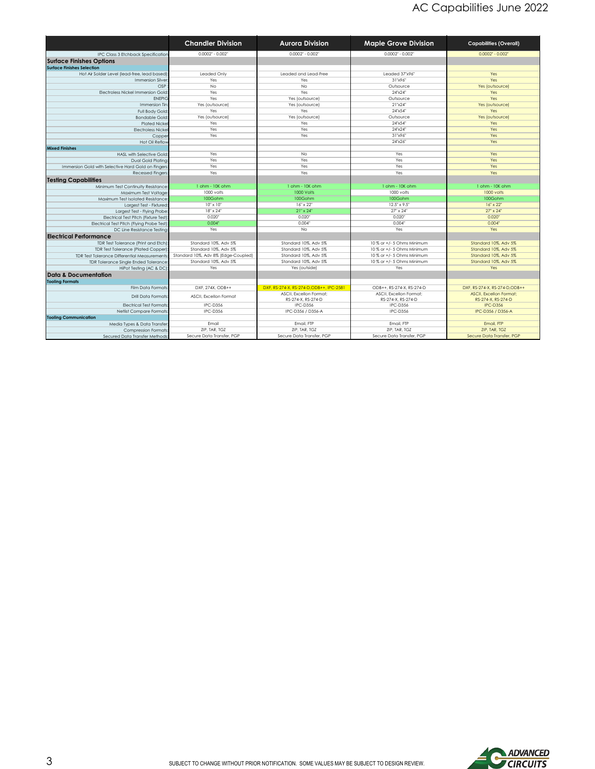| | Chandler Division | Aurora Division | Maple Grove Division | Capabilities (Overall) |
|---|---|---|---|---|
| IPC Class 3 Etchback Specification | 0.0002" - 0.002" | 0.0002" - 0.002" | 0.0002" - 0.002" | 0.0002" - 0.002" |
| **Surface Finishes Options** | | | | |
| **Surface Finishes Selection** | | | | |
| Hot Air Solder Level (lead-free, lead based): | Leaded Only | Leaded and Lead-Free | Leaded 37"x96" | Yes |
| Immersion Silver: | Yes | Yes | 31"x96" | Yes |
| OSP: | No | No | Outsource | Yes (outsource) |
| Electroless Nickel Immersion Gold: | Yes | Yes | 24"x24" | Yes |
| ENEPIG | Yes | Yes (outsource) | Outsource | Yes |
| Immersion Tin: | Yes (outsource) | Yes (outsource) | 21"x24" | Yes (outsource) |
| Full Body Gold: | Yes | Yes | 24"x54" | Yes |
| Bondable Gold: | Yes (outsource) | Yes (outsource) | Outsource | Yes (outsource) |
| Plated Nickel | Yes | Yes | 24"x54" | Yes |
| Electroless Nickel | Yes | Yes | 24"x24" | Yes |
| Copper | Yes | Yes | 31"x96" | Yes |
| Hot Oil Reflow | | | 24"x26" | Yes |
| **Mixed Finishes** | | | | |
| HASL with Selective Gold: | Yes | No | Yes | Yes |
| Dual Gold Plating: | Yes | Yes | Yes | Yes |
| Immersion Gold with Selective Hard Gold on Fingers: | Yes | Yes | Yes | Yes |
| Recessed Fingers: | Yes | Yes | Yes | Yes |
| **Testing Capabilities** | | | | |
| Minimum Test Continuity Resistance: | 1 ohm - 10K ohm | 1 ohm - 10K ohm | 1 ohm - 10K ohm | 1 ohm - 10K ohm |
| Maximum Test Voltage: | 1000 volts | 1000 Volts | 1000 volts | 1000 volts |
| Maximum Test Isolated Resistance: | 100Gohm | 100Gohm | 100Gohm | 100Gohm |
| Largest Test - Fixtured: | 10" x 10" | 16" x 22" | 12.5" x 9.5" | 16" x 22" |
| Largest Test - Flying Probe: | 18" x 24" | 21" x 24" | 27" x 24" | 27" x 24" |
| Electrical Test Pitch (Fixture Test): | 0.020" | 0.020" | 0.020" | 0.020" |
| Electrical Test Pitch (Flying Probe Test): | 0.004" | 0.004" | 0.004" | 0.004" |
| DC Line Resistance Testing: | Yes | No | Yes | Yes |
| **Electrical Performance** | | | | |
| TDR Test Tolerance (Print and Etch): | Standard 10%, Adv 5% | Standard 10%, Adv 5% | 10 % or +/- 5 Ohms Minimum | Standard 10%, Adv 5% |
| TDR Test Tolerance (Plated Copper): | Standard 10%, Adv 5% | Standard 10%, Adv 5% | 10 % or +/- 5 Ohms Minimum | Standard 10%, Adv 5% |
| TDR Test Tolerance Differential Measurements: | Standard 10%, Adv 8% (Edge-Coupled) | Standard 10%, Adv 5% | 10 % or +/- 5 Ohms Minimum | Standard 10%, Adv 5% |
| TDR Tolerance Single Ended Tolerance: | Standard 10%, Adv 5% | Standard 10%, Adv 5% | 10 % or +/- 5 Ohms Minimum | Standard 10%, Adv 5% |
| HiPot Testing (AC & DC): | Yes | Yes (outside) | Yes | Yes |
| **Data & Documentation** | | | | |
| **Tooling Formats** | | | | |
| Film Data Formats: | DXF, 274X, ODB++ | DXF, RS-274-X, RS-274-D,ODB++, IPC-2581 | ODB++, RS-274-X, RS-274-D | DXF, RS-274-X, RS-274-D,ODB++ |
| Drill Data Formats: | ASCII, Excellon Format | ASCII, Excellon Format; RS-274-X, RS-274-D | ASCII, Excellon Format; RS-274-X, RS-274-D | ASCII, Excellon Format; RS-274-X, RS-274-D |
| Electrical Test Formats: | IPC-D356 | IPC-D356 | IPC-D356 | IPC-D356 |
| Netlist Compare Formats: | IPC-D356 | IPC-D356 / D356-A | IPC-D356 | IPC-D356 / D356-A |
| **Tooling Communication** | | | | |
| Media Types & Data Transfer: | Email | Email, FTP | Email, FTP | Email, FTP |
| Compression Formats: | ZIP, TAR, TGZ | ZIP, TAR, TGZ | ZIP, TAR, TGZ | ZIP, TAR, TGZ |
| Secured Data Transfer Methods: | Secure Data Transfer, PGP | Secure Data Transfer, PGP | Secure Data Transfer, PGP | Secure Data Transfer, PGP |

SUBJECT TO CHANGE WITHOUT PRIOR NOTIFICATION. SOME VALUES MAY BE SUBJECT TO DESIGN REVIEW.